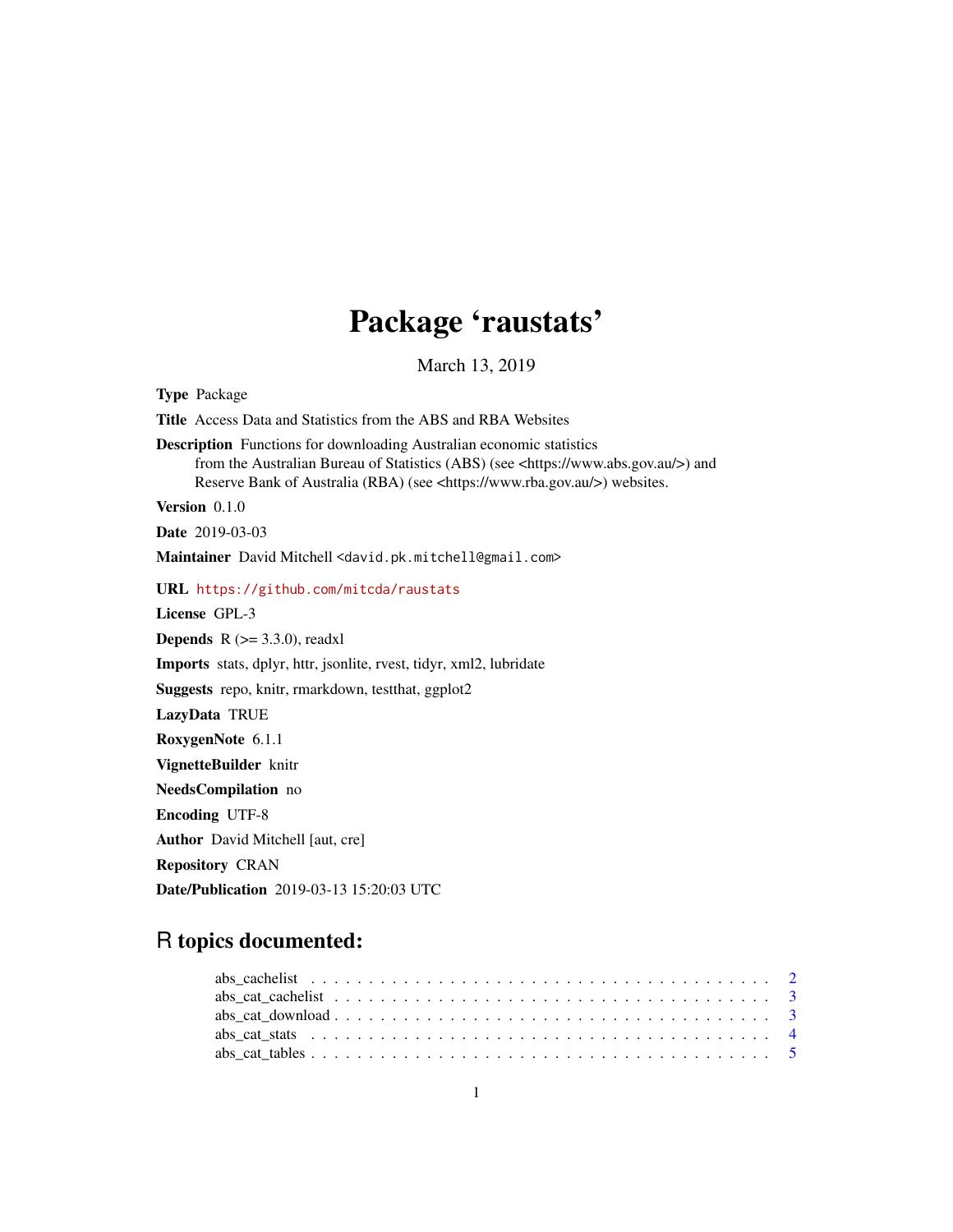# Package 'raustats'

March 13, 2019

**Type** Package

**Title** Access Data and Statistics from the ABS and RBA Websites

**Description** Functions for downloading Australian economic statistics from the Australian Bureau of Statistics (ABS) (see <https://www.abs.gov.au/>) and Reserve Bank of Australia (RBA) (see <https://www.rba.gov.au/>) websites.

**Version** 0.1.0

**Date** 2019-03-03

**Maintainer** David Mitchell <david.pk.mitchell@gmail.com>

**URL** https://github.com/mitcda/raustats

**License** GPL-3

**Depends** R (>= 3.3.0), readxl

**Imports** stats, dplyr, httr, jsonlite, rvest, tidyr, xml2, lubridate

**Suggests** repo, knitr, rmarkdown, testthat, ggplot2

**LazyData** TRUE

**RoxygenNote** 6.1.1

**VignetteBuilder** knitr

**NeedsCompilation** no

**Encoding** UTF-8

**Author** David Mitchell [aut, cre]

**Repository** CRAN

**Date/Publication** 2019-03-13 15:20:03 UTC

## R topics documented:

- abs_cachelist . . . . . . . . . . . . . . . . . . . . . . . . . . . . . . . . . . . . . . . . 2
- abs_cat_cachelist . . . . . . . . . . . . . . . . . . . . . . . . . . . . . . . . . . . . . . 3
- abs_cat_download . . . . . . . . . . . . . . . . . . . . . . . . . . . . . . . . . . . . . . 3
- abs_cat_stats . . . . . . . . . . . . . . . . . . . . . . . . . . . . . . . . . . . . . . . . 4
- abs_cat_tables . . . . . . . . . . . . . . . . . . . . . . . . . . . . . . . . . . . . . . . 5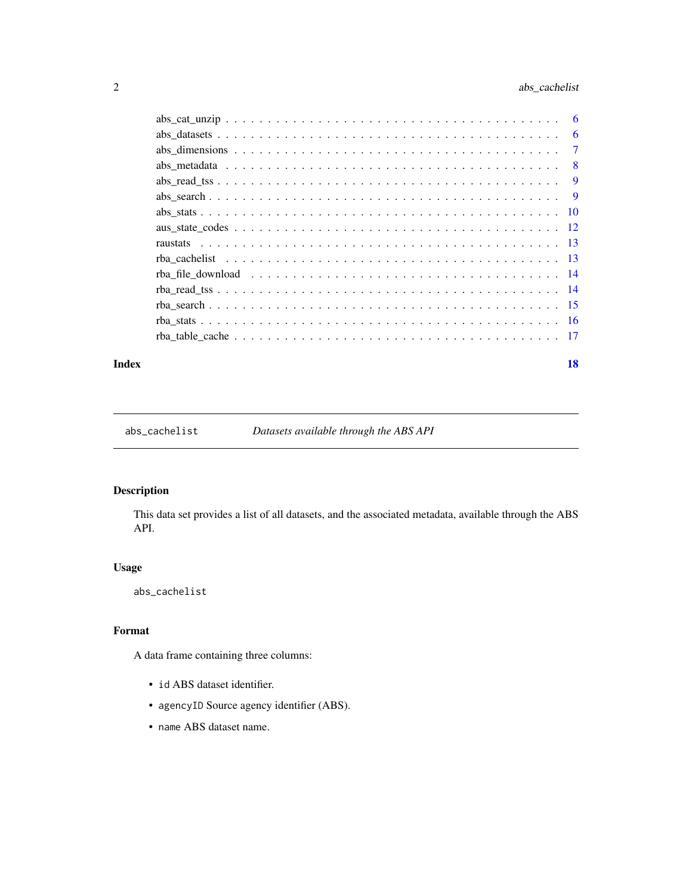| | |
|---|---|
| abs_cat_unzip | 6 |
| abs_datasets | 6 |
| abs_dimensions | 7 |
| abs_metadata | 8 |
| abs_read_tss | 9 |
| abs_search | 9 |
| abs_stats | 10 |
| aus_state_codes | 12 |
| raustats | 13 |
| rba_cachelist | 13 |
| rba_file_download | 14 |
| rba_read_tss | 14 |
| rba_search | 15 |
| rba_stats | 16 |
| rba_table_cache | 17 |

**Index** **18**

---

`abs_cachelist` *Datasets available through the ABS API*

---

## Description

This data set provides a list of all datasets, and the associated metadata, available through the ABS API.

## Usage

```
abs_cachelist
```

## Format

A data frame containing three columns:

- `id` ABS dataset identifier.
- `agencyID` Source agency identifier (ABS).
- `name` ABS dataset name.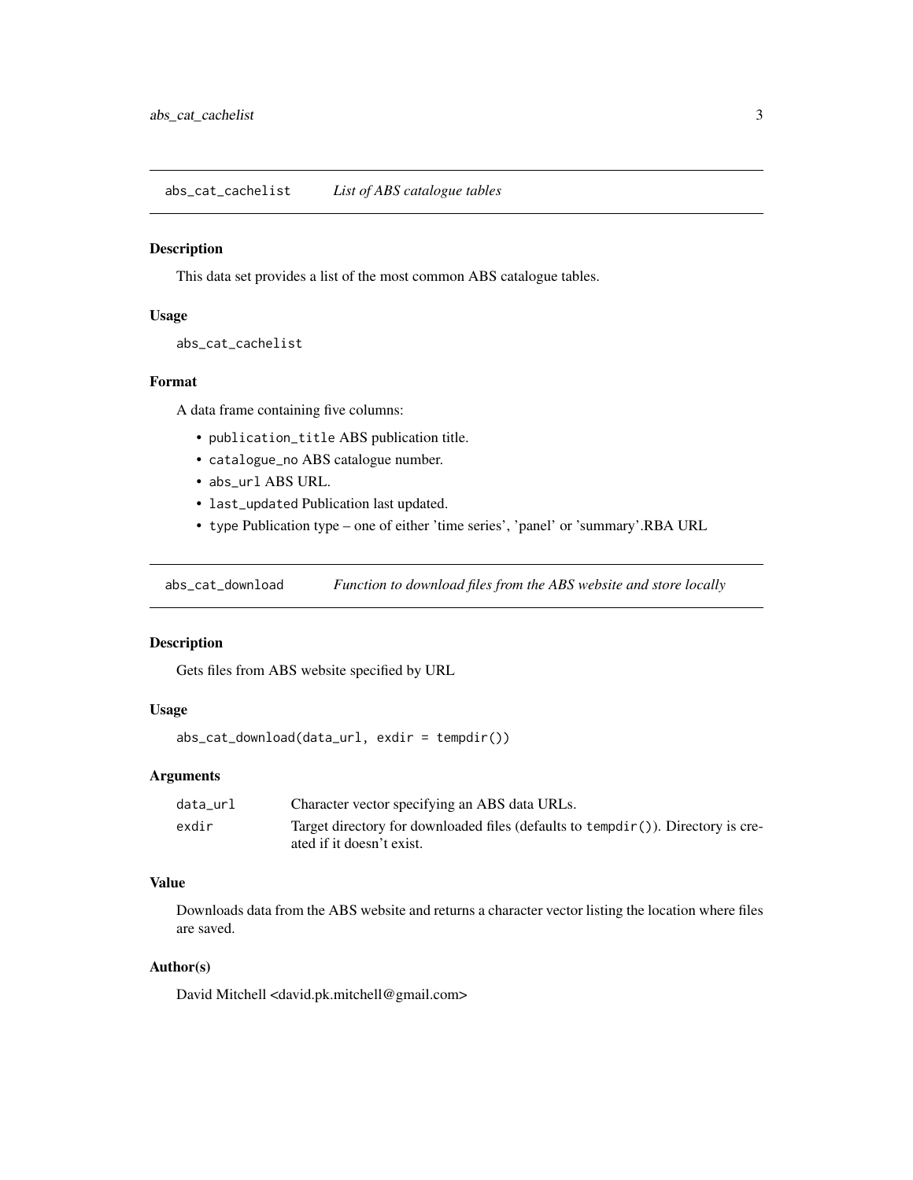## `abs_cat_cachelist` *List of ABS catalogue tables*

### Description

This data set provides a list of the most common ABS catalogue tables.

### Usage

```
abs_cat_cachelist
```

### Format

A data frame containing five columns:

- `publication_title` ABS publication title.
- `catalogue_no` ABS catalogue number.
- `abs_url` ABS URL.
- `last_updated` Publication last updated.
- `type` Publication type – one of either 'time series', 'panel' or 'summary'.RBA URL

## `abs_cat_download` *Function to download files from the ABS website and store locally*

### Description

Gets files from ABS website specified by URL

### Usage

```
abs_cat_download(data_url, exdir = tempdir())
```

### Arguments

| | |
|---|---|
| `data_url` | Character vector specifying an ABS data URLs. |
| `exdir` | Target directory for downloaded files (defaults to `tempdir()`). Directory is created if it doesn't exist. |

### Value

Downloads data from the ABS website and returns a character vector listing the location where files are saved.

### Author(s)

David Mitchell <david.pk.mitchell@gmail.com>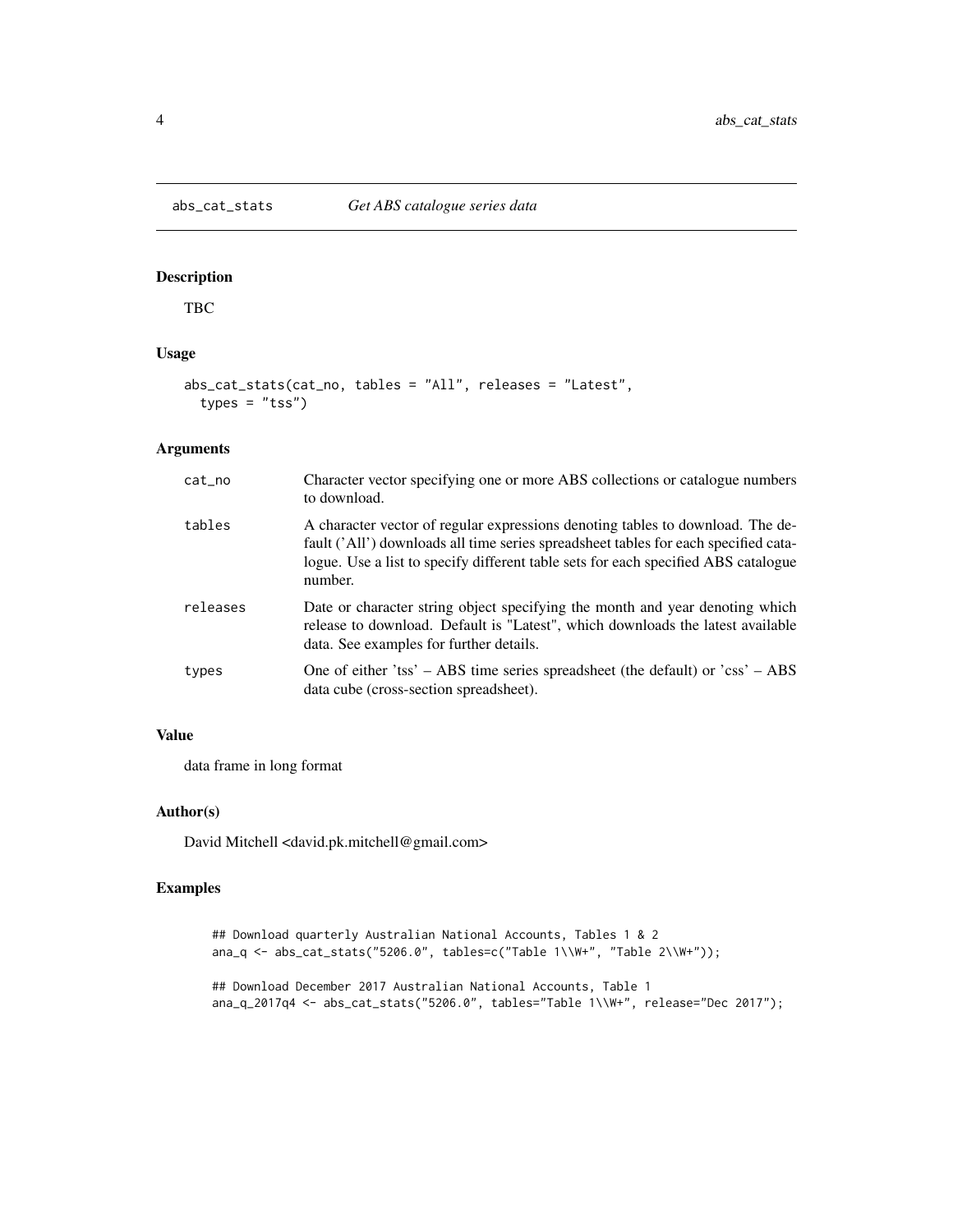# abs_cat_stats *Get ABS catalogue series data*

## Description

TBC

## Usage

```
abs_cat_stats(cat_no, tables = "All", releases = "Latest",
  types = "tss")
```

## Arguments

| | |
|---|---|
| cat_no | Character vector specifying one or more ABS collections or catalogue numbers to download. |
| tables | A character vector of regular expressions denoting tables to download. The default ('All') downloads all time series spreadsheet tables for each specified catalogue. Use a list to specify different table sets for each specified ABS catalogue number. |
| releases | Date or character string object specifying the month and year denoting which release to download. Default is "Latest", which downloads the latest available data. See examples for further details. |
| types | One of either 'tss' – ABS time series spreadsheet (the default) or 'css' – ABS data cube (cross-section spreadsheet). |

## Value

data frame in long format

## Author(s)

David Mitchell <david.pk.mitchell@gmail.com>

## Examples

```
## Download quarterly Australian National Accounts, Tables 1 & 2
ana_q <- abs_cat_stats("5206.0", tables=c("Table 1\\W+", "Table 2\\W+"));

## Download December 2017 Australian National Accounts, Table 1
ana_q_2017q4 <- abs_cat_stats("5206.0", tables="Table 1\\W+", release="Dec 2017");
```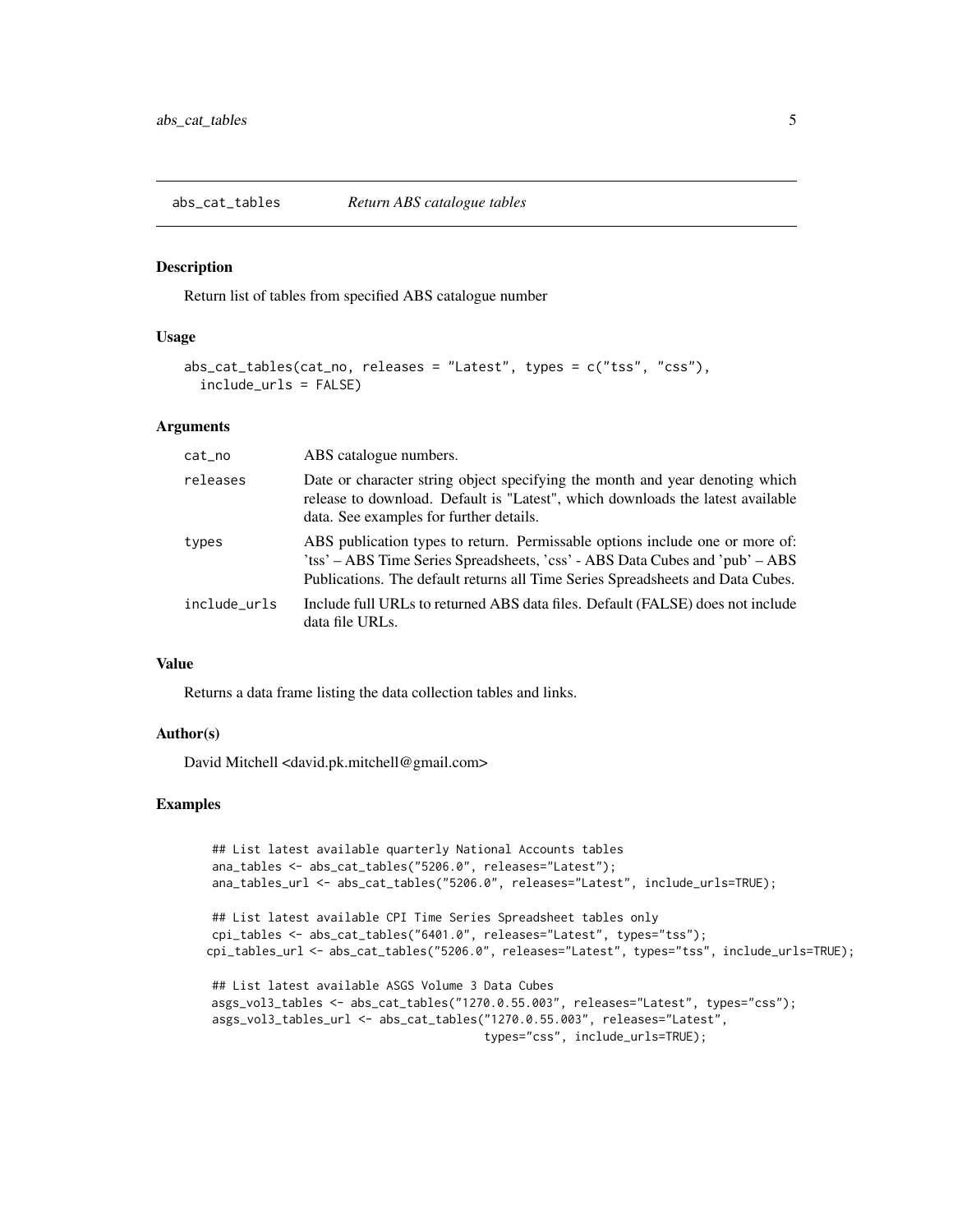# abs_cat_tables — *Return ABS catalogue tables*

## Description

Return list of tables from specified ABS catalogue number

## Usage

```
abs_cat_tables(cat_no, releases = "Latest", types = c("tss", "css"),
  include_urls = FALSE)
```

## Arguments

| | |
|---|---|
| cat_no | ABS catalogue numbers. |
| releases | Date or character string object specifying the month and year denoting which release to download. Default is "Latest", which downloads the latest available data. See examples for further details. |
| types | ABS publication types to return. Permissable options include one or more of: 'tss' – ABS Time Series Spreadsheets, 'css' - ABS Data Cubes and 'pub' – ABS Publications. The default returns all Time Series Spreadsheets and Data Cubes. |
| include_urls | Include full URLs to returned ABS data files. Default (FALSE) does not include data file URLs. |

## Value

Returns a data frame listing the data collection tables and links.

## Author(s)

David Mitchell <david.pk.mitchell@gmail.com>

## Examples

```
## List latest available quarterly National Accounts tables
ana_tables <- abs_cat_tables("5206.0", releases="Latest");
ana_tables_url <- abs_cat_tables("5206.0", releases="Latest", include_urls=TRUE);

## List latest available CPI Time Series Spreadsheet tables only
cpi_tables <- abs_cat_tables("6401.0", releases="Latest", types="tss");
cpi_tables_url <- abs_cat_tables("5206.0", releases="Latest", types="tss", include_urls=TRUE);

## List latest available ASGS Volume 3 Data Cubes
asgs_vol3_tables <- abs_cat_tables("1270.0.55.003", releases="Latest", types="css");
asgs_vol3_tables_url <- abs_cat_tables("1270.0.55.003", releases="Latest",
                                       types="css", include_urls=TRUE);
```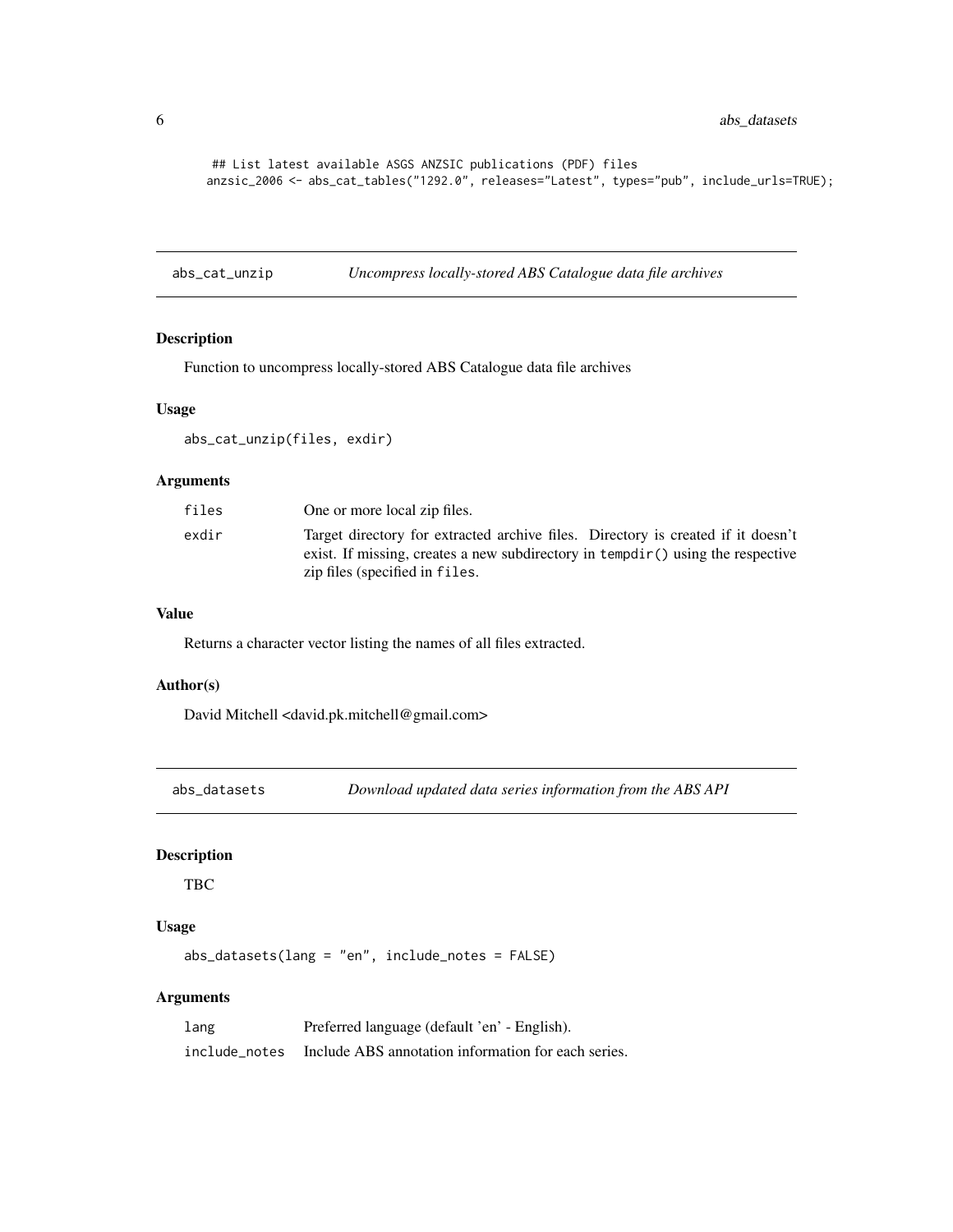```
## List latest available ASGS ANZSIC publications (PDF) files
anzsic_2006 <- abs_cat_tables("1292.0", releases="Latest", types="pub", include_urls=TRUE);
```

## abs_cat_unzip — *Uncompress locally-stored ABS Catalogue data file archives*

### Description

Function to uncompress locally-stored ABS Catalogue data file archives

### Usage

```
abs_cat_unzip(files, exdir)
```

### Arguments

| | |
|---|---|
| files | One or more local zip files. |
| exdir | Target directory for extracted archive files. Directory is created if it doesn't exist. If missing, creates a new subdirectory in `tempdir()` using the respective zip files (specified in `files`. |

### Value

Returns a character vector listing the names of all files extracted.

### Author(s)

David Mitchell <david.pk.mitchell@gmail.com>

## abs_datasets — *Download updated data series information from the ABS API*

### Description

TBC

### Usage

```
abs_datasets(lang = "en", include_notes = FALSE)
```

### Arguments

| | |
|---|---|
| lang | Preferred language (default 'en' - English). |
| include_notes | Include ABS annotation information for each series. |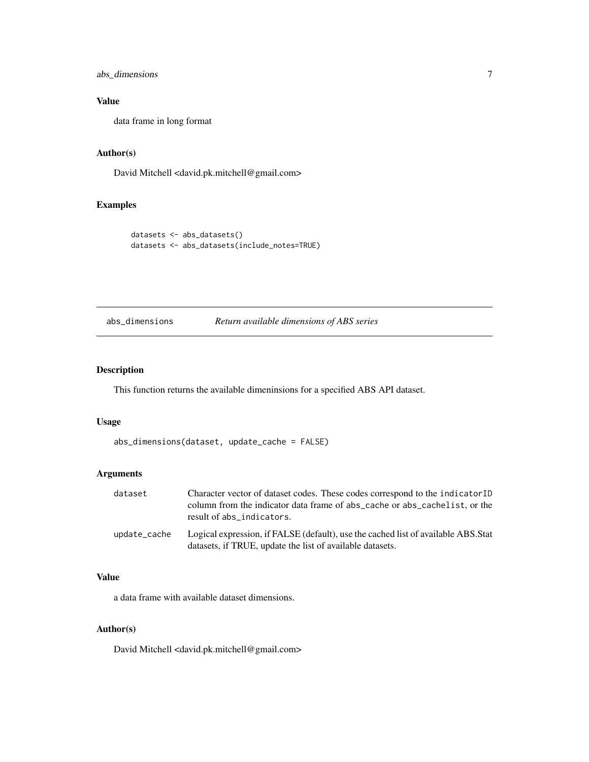### Value

data frame in long format

### Author(s)

David Mitchell <david.pk.mitchell@gmail.com>

### Examples

```
datasets <- abs_datasets()
datasets <- abs_datasets(include_notes=TRUE)
```

## abs_dimensions *Return available dimensions of ABS series*

### Description

This function returns the available dimeninsions for a specified ABS API dataset.

### Usage

```
abs_dimensions(dataset, update_cache = FALSE)
```

### Arguments

| | |
|---|---|
| dataset | Character vector of dataset codes. These codes correspond to the `indicatorID` column from the indicator data frame of `abs_cache` or `abs_cachelist`, or the result of `abs_indicators`. |
| update_cache | Logical expression, if FALSE (default), use the cached list of available ABS.Stat datasets, if TRUE, update the list of available datasets. |

### Value

a data frame with available dataset dimensions.

### Author(s)

David Mitchell <david.pk.mitchell@gmail.com>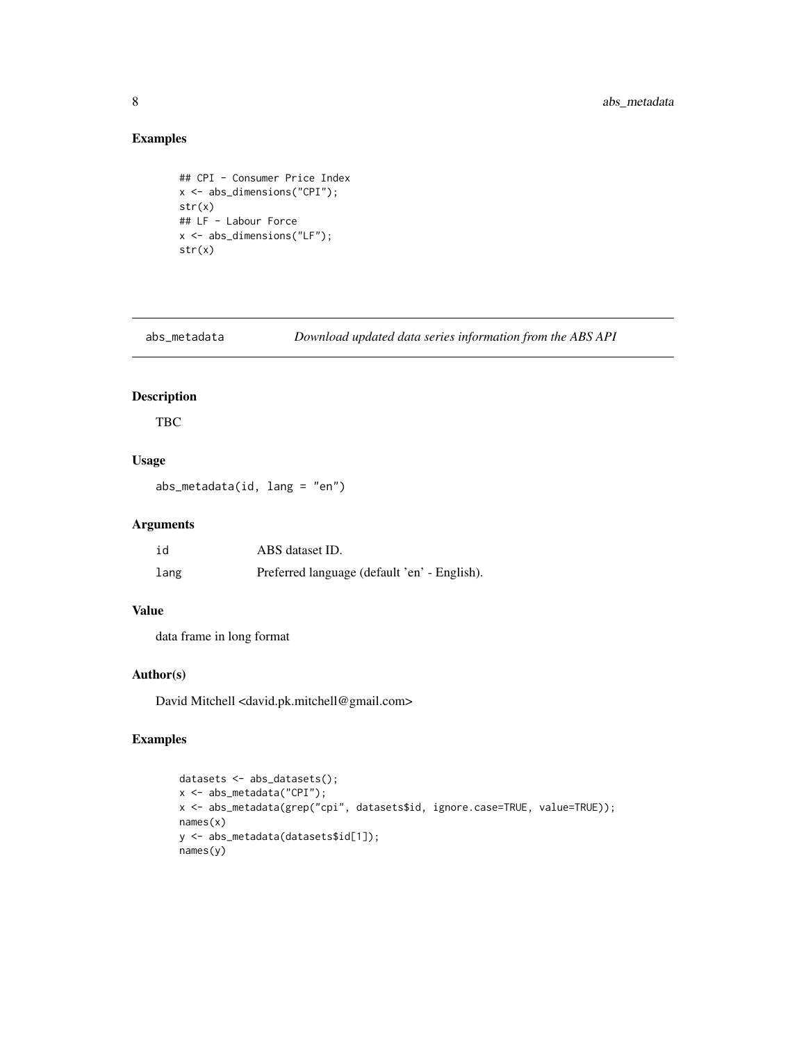## Examples

```
## CPI - Consumer Price Index
x <- abs_dimensions("CPI");
str(x)
## LF - Labour Force
x <- abs_dimensions("LF");
str(x)
```

---

## abs_metadata *Download updated data series information from the ABS API*

### Description

TBC

### Usage

```
abs_metadata(id, lang = "en")
```

### Arguments

| | |
|---|---|
| id | ABS dataset ID. |
| lang | Preferred language (default 'en' - English). |

### Value

data frame in long format

### Author(s)

David Mitchell <david.pk.mitchell@gmail.com>

### Examples

```
datasets <- abs_datasets();
x <- abs_metadata("CPI");
x <- abs_metadata(grep("cpi", datasets$id, ignore.case=TRUE, value=TRUE));
names(x)
y <- abs_metadata(datasets$id[1]);
names(y)
```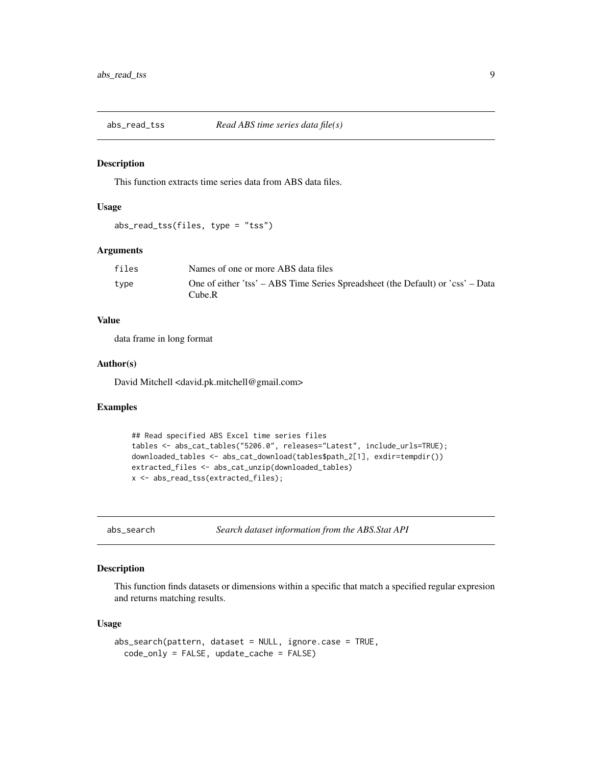## abs_read_tss — *Read ABS time series data file(s)*

### Description

This function extracts time series data from ABS data files.

### Usage

```
abs_read_tss(files, type = "tss")
```

### Arguments

| | |
|---|---|
| `files` | Names of one or more ABS data files |
| `type` | One of either 'tss' – ABS Time Series Spreadsheet (the Default) or 'css' – Data Cube.R |

### Value

data frame in long format

### Author(s)

David Mitchell <david.pk.mitchell@gmail.com>

### Examples

```
## Read specified ABS Excel time series files
tables <- abs_cat_tables("5206.0", releases="Latest", include_urls=TRUE);
downloaded_tables <- abs_cat_download(tables$path_2[1], exdir=tempdir())
extracted_files <- abs_cat_unzip(downloaded_tables)
x <- abs_read_tss(extracted_files);
```

## abs_search — *Search dataset information from the ABS.Stat API*

### Description

This function finds datasets or dimensions within a specific that match a specified regular expresion and returns matching results.

### Usage

```
abs_search(pattern, dataset = NULL, ignore.case = TRUE,
  code_only = FALSE, update_cache = FALSE)
```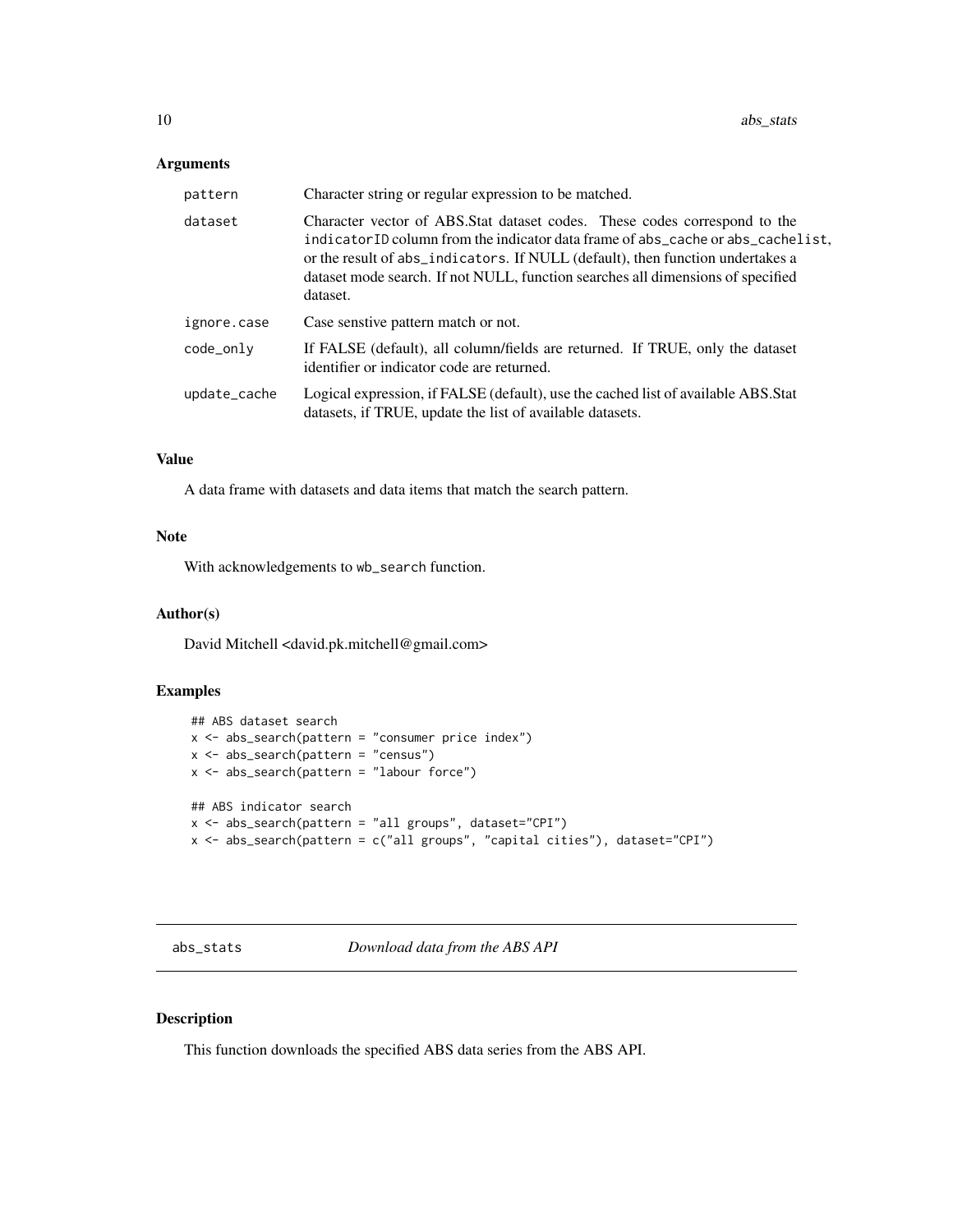### Arguments

| | |
|---|---|
| pattern | Character string or regular expression to be matched. |
| dataset | Character vector of ABS.Stat dataset codes. These codes correspond to the indicatorID column from the indicator data frame of abs_cache or abs_cachelist, or the result of abs_indicators. If NULL (default), then function undertakes a dataset mode search. If not NULL, function searches all dimensions of specified dataset. |
| ignore.case | Case senstive pattern match or not. |
| code_only | If FALSE (default), all column/fields are returned. If TRUE, only the dataset identifier or indicator code are returned. |
| update_cache | Logical expression, if FALSE (default), use the cached list of available ABS.Stat datasets, if TRUE, update the list of available datasets. |

### Value

A data frame with datasets and data items that match the search pattern.

### Note

With acknowledgements to wb_search function.

### Author(s)

David Mitchell <david.pk.mitchell@gmail.com>

### Examples

```
## ABS dataset search
x <- abs_search(pattern = "consumer price index")
x <- abs_search(pattern = "census")
x <- abs_search(pattern = "labour force")

## ABS indicator search
x <- abs_search(pattern = "all groups", dataset="CPI")
x <- abs_search(pattern = c("all groups", "capital cities"), dataset="CPI")
```

---

## abs_stats *Download data from the ABS API*

### Description

This function downloads the specified ABS data series from the ABS API.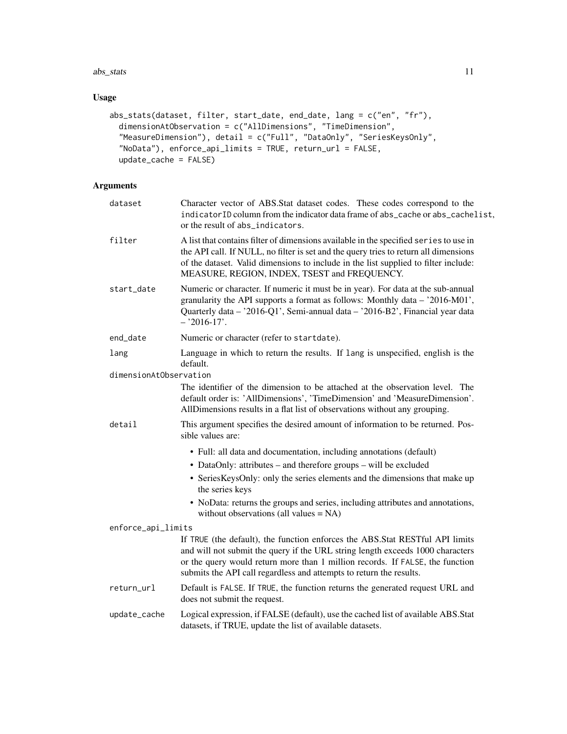## Usage

```
abs_stats(dataset, filter, start_date, end_date, lang = c("en", "fr"),
  dimensionAtObservation = c("AllDimensions", "TimeDimension",
  "MeasureDimension"), detail = c("Full", "DataOnly", "SeriesKeysOnly",
  "NoData"), enforce_api_limits = TRUE, return_url = FALSE,
  update_cache = FALSE)
```

## Arguments

`dataset`
: Character vector of ABS.Stat dataset codes. These codes correspond to the `indicatorID` column from the indicator data frame of `abs_cache` or `abs_cachelist`, or the result of `abs_indicators`.

`filter`
: A list that contains filter of dimensions available in the specified `series` to use in the API call. If NULL, no filter is set and the query tries to return all dimensions of the dataset. Valid dimensions to include in the list supplied to filter include: MEASURE, REGION, INDEX, TSEST and FREQUENCY.

`start_date`
: Numeric or character. If numeric it must be in year). For data at the sub-annual granularity the API supports a format as follows: Monthly data – '2016-M01', Quarterly data – '2016-Q1', Semi-annual data – '2016-B2', Financial year data – '2016-17'.

`end_date`
: Numeric or character (refer to `startdate`).

`lang`
: Language in which to return the results. If `lang` is unspecified, english is the default.

`dimensionAtObservation`
: The identifier of the dimension to be attached at the observation level. The default order is: 'AllDimensions', 'TimeDimension' and 'MeasureDimension'. AllDimensions results in a flat list of observations without any grouping.

`detail`
: This argument specifies the desired amount of information to be returned. Possible values are:

  - Full: all data and documentation, including annotations (default)
  - DataOnly: attributes – and therefore groups – will be excluded
  - SeriesKeysOnly: only the series elements and the dimensions that make up the series keys
  - NoData: returns the groups and series, including attributes and annotations, without observations (all values = NA)

`enforce_api_limits`
: If `TRUE` (the default), the function enforces the ABS.Stat RESTful API limits and will not submit the query if the URL string length exceeds 1000 characters or the query would return more than 1 million records. If `FALSE`, the function submits the API call regardless and attempts to return the results.

`return_url`
: Default is `FALSE`. If `TRUE`, the function returns the generated request URL and does not submit the request.

`update_cache`
: Logical expression, if FALSE (default), use the cached list of available ABS.Stat datasets, if TRUE, update the list of available datasets.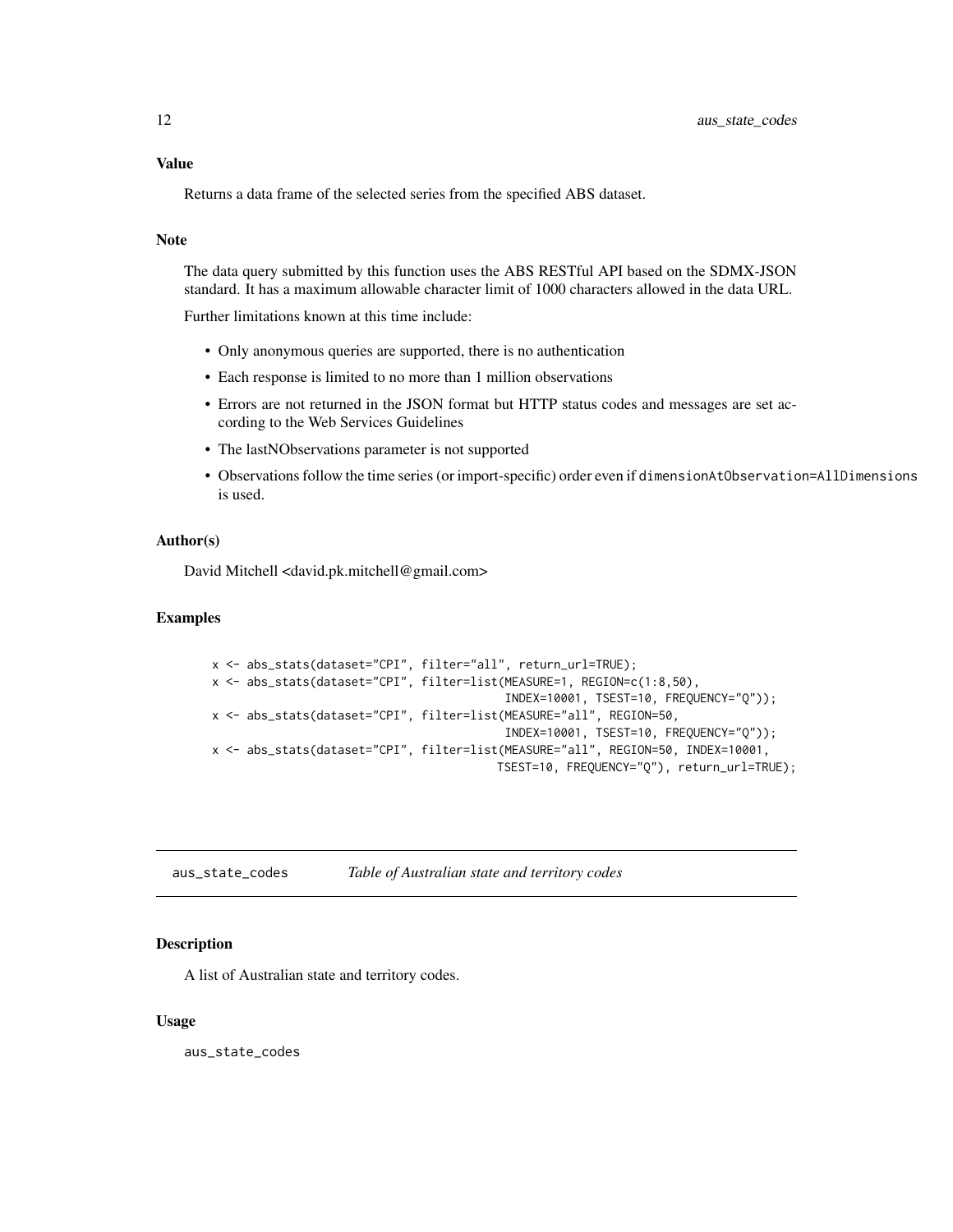### Value

Returns a data frame of the selected series from the specified ABS dataset.

### Note

The data query submitted by this function uses the ABS RESTful API based on the SDMX-JSON standard. It has a maximum allowable character limit of 1000 characters allowed in the data URL.

Further limitations known at this time include:

- Only anonymous queries are supported, there is no authentication
- Each response is limited to no more than 1 million observations
- Errors are not returned in the JSON format but HTTP status codes and messages are set according to the Web Services Guidelines
- The lastNObservations parameter is not supported
- Observations follow the time series (or import-specific) order even if `dimensionAtObservation=AllDimensions` is used.

### Author(s)

David Mitchell <david.pk.mitchell@gmail.com>

### Examples

```
x <- abs_stats(dataset="CPI", filter="all", return_url=TRUE);
x <- abs_stats(dataset="CPI", filter=list(MEASURE=1, REGION=c(1:8,50),
                                          INDEX=10001, TSEST=10, FREQUENCY="Q"));
x <- abs_stats(dataset="CPI", filter=list(MEASURE="all", REGION=50,
                                          INDEX=10001, TSEST=10, FREQUENCY="Q"));
x <- abs_stats(dataset="CPI", filter=list(MEASURE="all", REGION=50, INDEX=10001,
                                         TSEST=10, FREQUENCY="Q"), return_url=TRUE);
```

---

## aus_state_codes *Table of Australian state and territory codes*

---

### Description

A list of Australian state and territory codes.

### Usage

```
aus_state_codes
```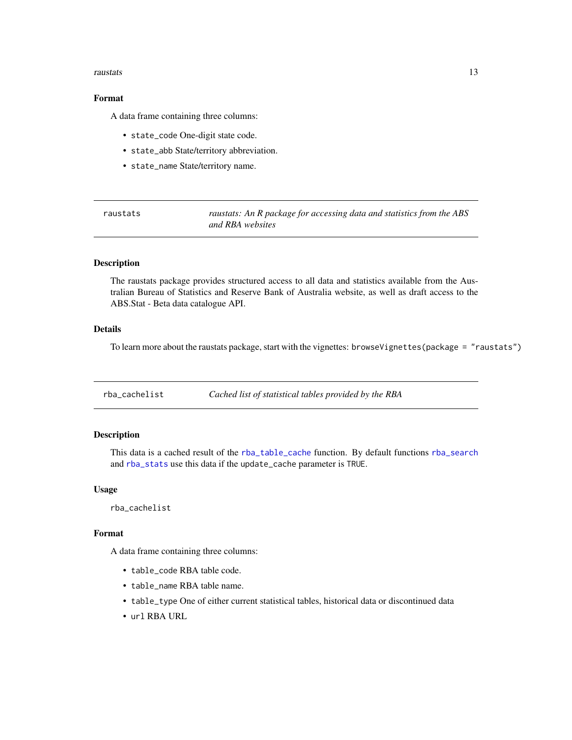### Format

A data frame containing three columns:

- `state_code` One-digit state code.
- `state_abb` State/territory abbreviation.
- `state_name` State/territory name.

---

## raustats — *raustats: An R package for accessing data and statistics from the ABS and RBA websites*

### Description

The raustats package provides structured access to all data and statistics available from the Australian Bureau of Statistics and Reserve Bank of Australia website, as well as draft access to the ABS.Stat - Beta data catalogue API.

### Details

To learn more about the raustats package, start with the vignettes: `browseVignettes(package = "raustats")`

---

## rba_cachelist — *Cached list of statistical tables provided by the RBA*

### Description

This data is a cached result of the `rba_table_cache` function. By default functions `rba_search` and `rba_stats` use this data if the `update_cache` parameter is `TRUE`.

### Usage

```
rba_cachelist
```

### Format

A data frame containing three columns:

- `table_code` RBA table code.
- `table_name` RBA table name.
- `table_type` One of either current statistical tables, historical data or discontinued data
- `url` RBA URL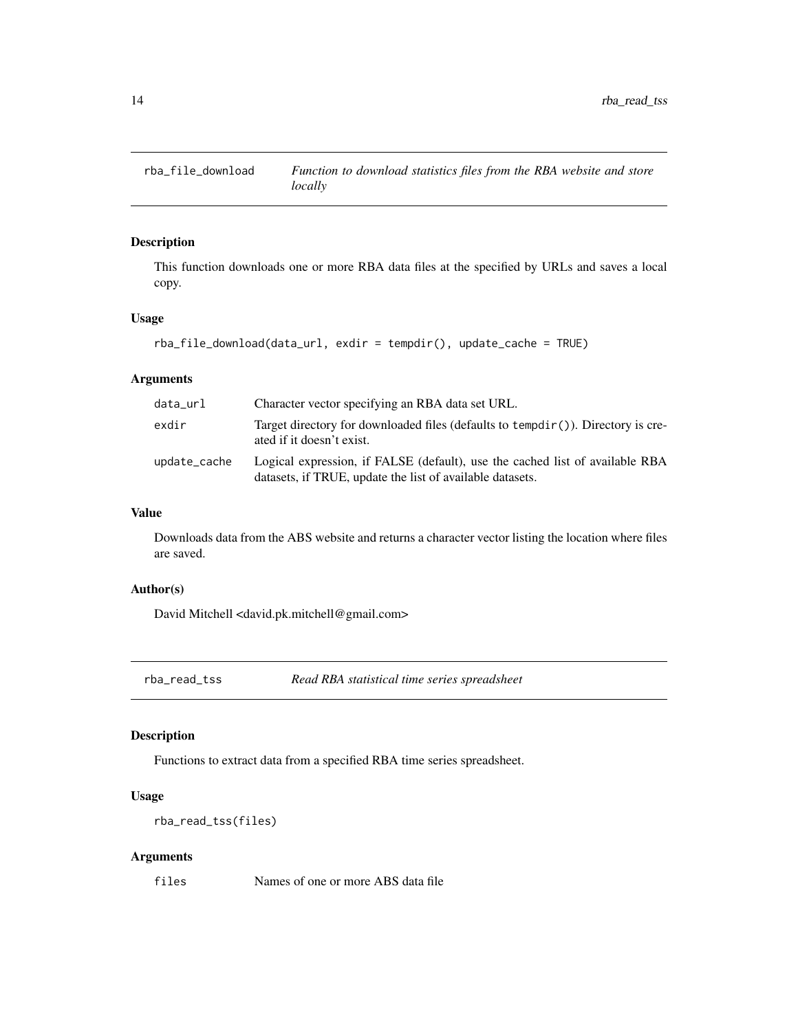## rba_file_download

*Function to download statistics files from the RBA website and store locally*

### Description

This function downloads one or more RBA data files at the specified by URLs and saves a local copy.

### Usage

```
rba_file_download(data_url, exdir = tempdir(), update_cache = TRUE)
```

### Arguments

| | |
|---|---|
| data_url | Character vector specifying an RBA data set URL. |
| exdir | Target directory for downloaded files (defaults to tempdir()). Directory is created if it doesn't exist. |
| update_cache | Logical expression, if FALSE (default), use the cached list of available RBA datasets, if TRUE, update the list of available datasets. |

### Value

Downloads data from the ABS website and returns a character vector listing the location where files are saved.

### Author(s)

David Mitchell <david.pk.mitchell@gmail.com>

## rba_read_tss

*Read RBA statistical time series spreadsheet*

### Description

Functions to extract data from a specified RBA time series spreadsheet.

### Usage

```
rba_read_tss(files)
```

### Arguments

| | |
|---|---|
| files | Names of one or more ABS data file |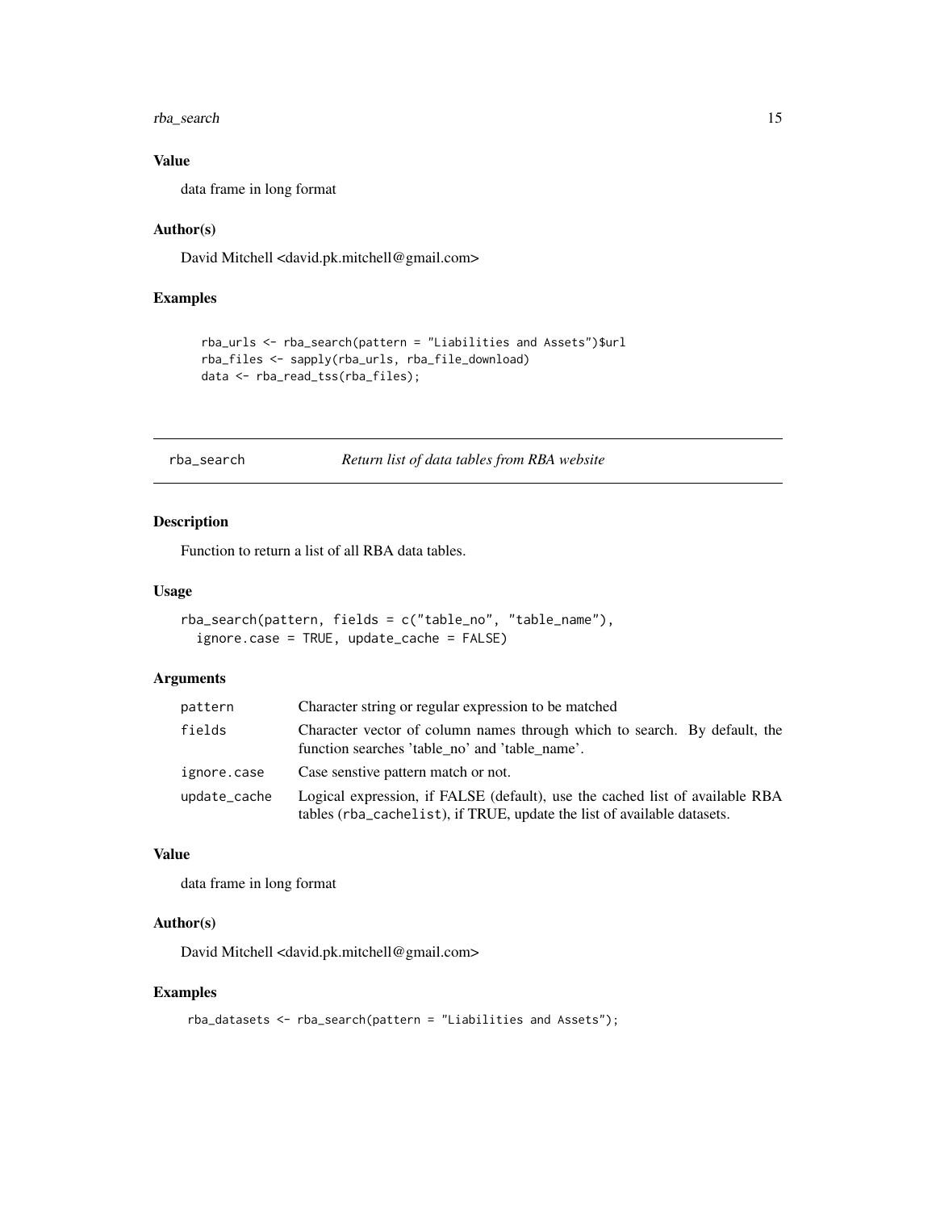### Value

data frame in long format

### Author(s)

David Mitchell <david.pk.mitchell@gmail.com>

### Examples

```
rba_urls <- rba_search(pattern = "Liabilities and Assets")$url
rba_files <- sapply(rba_urls, rba_file_download)
data <- rba_read_tss(rba_files);
```

---

## rba_search — *Return list of data tables from RBA website*

---

### Description

Function to return a list of all RBA data tables.

### Usage

```
rba_search(pattern, fields = c("table_no", "table_name"),
  ignore.case = TRUE, update_cache = FALSE)
```

### Arguments

| | |
|---|---|
| pattern | Character string or regular expression to be matched |
| fields | Character vector of column names through which to search. By default, the function searches 'table_no' and 'table_name'. |
| ignore.case | Case senstive pattern match or not. |
| update_cache | Logical expression, if FALSE (default), use the cached list of available RBA tables (rba_cachelist), if TRUE, update the list of available datasets. |

### Value

data frame in long format

### Author(s)

David Mitchell <david.pk.mitchell@gmail.com>

### Examples

```
rba_datasets <- rba_search(pattern = "Liabilities and Assets");
```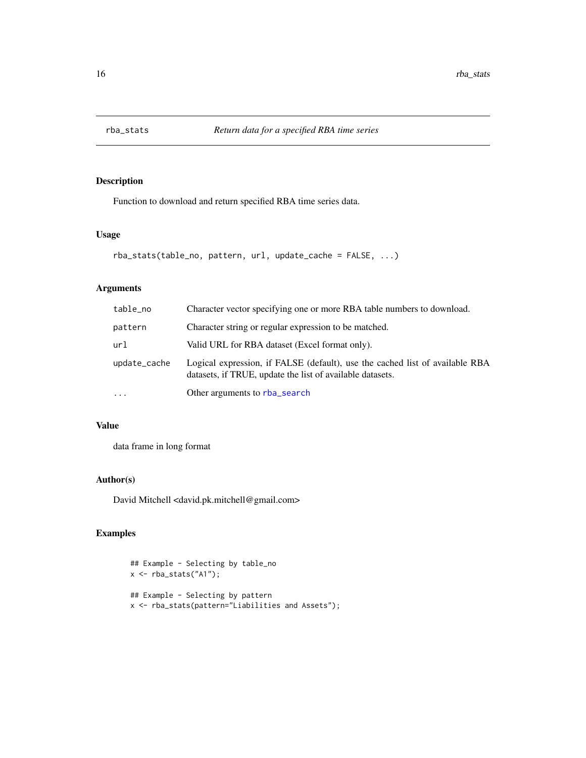# rba_stats — *Return data for a specified RBA time series*

## Description

Function to download and return specified RBA time series data.

## Usage

```
rba_stats(table_no, pattern, url, update_cache = FALSE, ...)
```

## Arguments

| | |
|---|---|
| `table_no` | Character vector specifying one or more RBA table numbers to download. |
| `pattern` | Character string or regular expression to be matched. |
| `url` | Valid URL for RBA dataset (Excel format only). |
| `update_cache` | Logical expression, if FALSE (default), use the cached list of available RBA datasets, if TRUE, update the list of available datasets. |
| `...` | Other arguments to `rba_search` |

## Value

data frame in long format

## Author(s)

David Mitchell <david.pk.mitchell@gmail.com>

## Examples

```
## Example - Selecting by table_no
x <- rba_stats("A1");

## Example - Selecting by pattern
x <- rba_stats(pattern="Liabilities and Assets");
```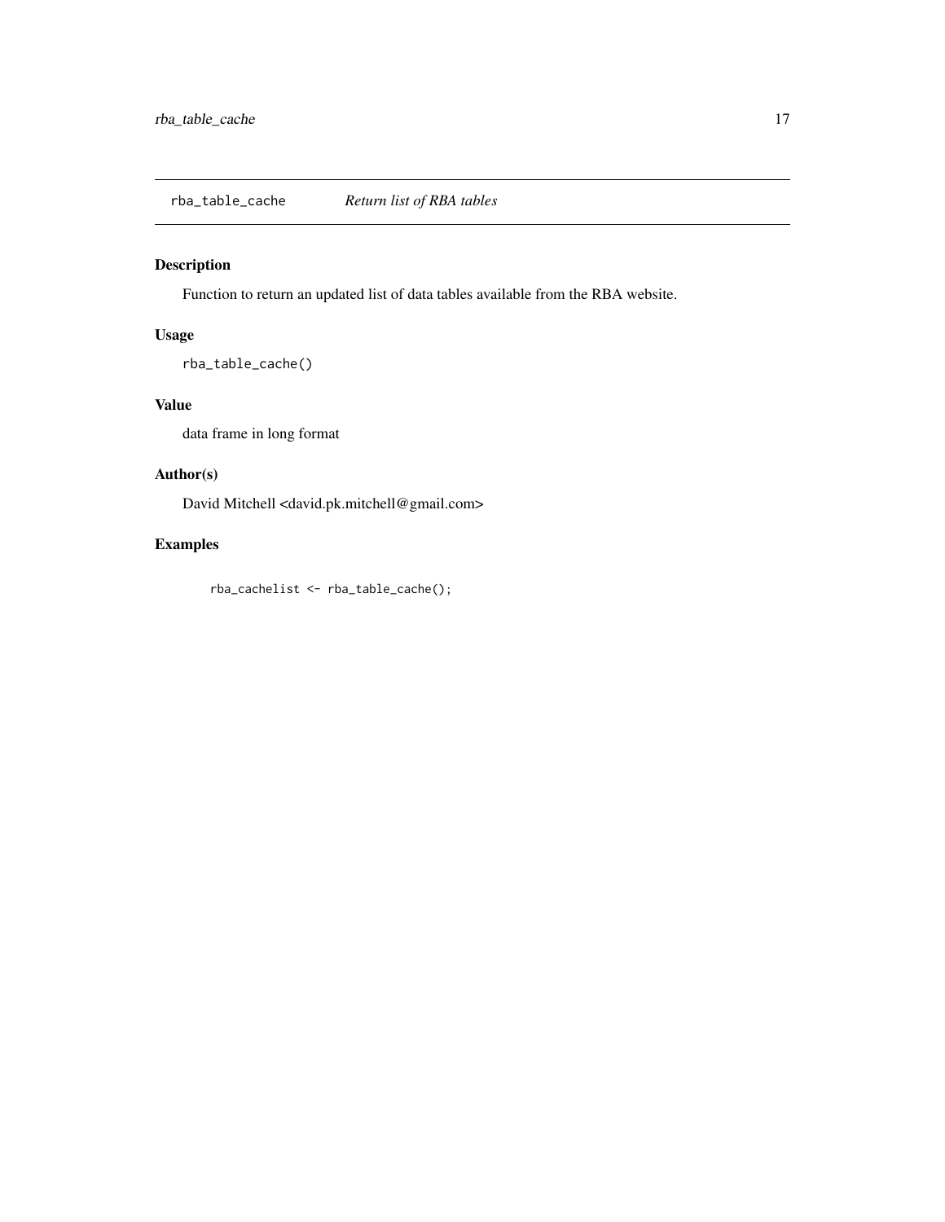## rba_table_cache — *Return list of RBA tables*

### Description

Function to return an updated list of data tables available from the RBA website.

### Usage

```
rba_table_cache()
```

### Value

data frame in long format

### Author(s)

David Mitchell <david.pk.mitchell@gmail.com>

### Examples

```
rba_cachelist <- rba_table_cache();
```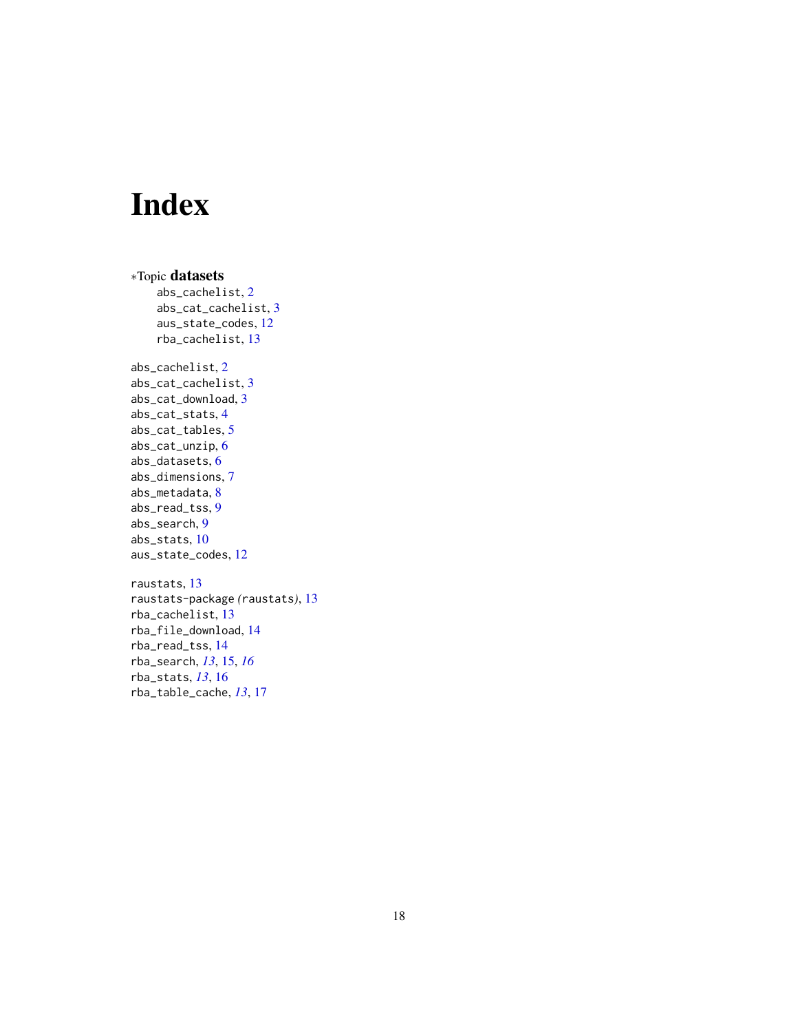# Index

∗Topic **datasets**

- abs_cachelist, 2
- abs_cat_cachelist, 3
- aus_state_codes, 12
- rba_cachelist, 13

abs_cachelist, 2
abs_cat_cachelist, 3
abs_cat_download, 3
abs_cat_stats, 4
abs_cat_tables, 5
abs_cat_unzip, 6
abs_datasets, 6
abs_dimensions, 7
abs_metadata, 8
abs_read_tss, 9
abs_search, 9
abs_stats, 10
aus_state_codes, 12

raustats, 13
raustats-package *(raustats)*, 13
rba_cachelist, 13
rba_file_download, 14
rba_read_tss, 14
rba_search, *13*, 15, *16*
rba_stats, *13*, 16
rba_table_cache, *13*, 17